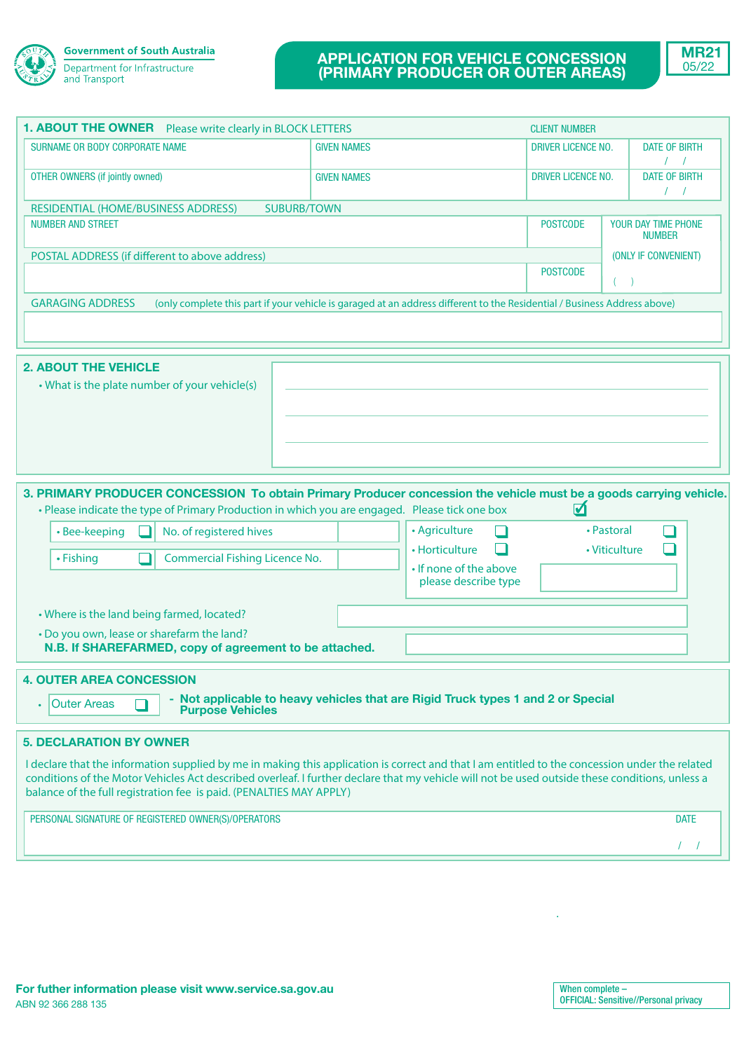Government of South Australia
Department for Infrastructure and Transport

# APPLICATION FOR VEHICLE CONCESSION (PRIMARY PRODUCER OR OUTER AREAS)

**MR21**
05/22

## 1. ABOUT THE OWNER

Please write clearly in BLOCK LETTERS

CLIENT NUMBER

| SURNAME OR BODY CORPORATE NAME | GIVEN NAMES | DRIVER LICENCE NO. | DATE OF BIRTH / / |
|---|---|---|---|
| OTHER OWNERS (if jointly owned) | GIVEN NAMES | DRIVER LICENCE NO. | DATE OF BIRTH / / |

RESIDENTIAL (HOME/BUSINESS ADDRESS) SUBURB/TOWN

| NUMBER AND STREET | POSTCODE | YOUR DAY TIME PHONE NUMBER (ONLY IF CONVENIENT) ( ) |
|---|---|---|

POSTAL ADDRESS (if different to above address)

| | POSTCODE |
|---|---|

GARAGING ADDRESS (only complete this part if your vehicle is garaged at an address different to the Residential / Business Address above)

## 2. ABOUT THE VEHICLE

- What is the plate number of your vehicle(s)

## 3. PRIMARY PRODUCER CONCESSION

**To obtain Primary Producer concession the vehicle must be a goods carrying vehicle.**

- Please indicate the type of Primary Production in which you are engaged. Please tick one box ☑

| | | | |
|---|---|---|---|
| • Bee-keeping ☐ | No. of registered hives | • Agriculture ☐ | • Pastoral ☐ |
| • Fishing ☐ | Commercial Fishing Licence No. | • Horticulture ☐ | • Viticulture ☐ |
| | | • If none of the above please describe type | |

- Where is the land being farmed, located?
- Do you own, lease or sharefarm the land?

**N.B. If SHAREFARMED, copy of agreement to be attached.**

## 4. OUTER AREA CONCESSION

- Outer Areas ☐ – **Not applicable to heavy vehicles that are Rigid Truck types 1 and 2 or Special Purpose Vehicles**

## 5. DECLARATION BY OWNER

I declare that the information supplied by me in making this application is correct and that I am entitled to the concession under the related conditions of the Motor Vehicles Act described overleaf. I further declare that my vehicle will not be used outside these conditions, unless a balance of the full registration fee is paid. (PENALTIES MAY APPLY)

| PERSONAL SIGNATURE OF REGISTERED OWNER(S)/OPERATORS | DATE / / |
|---|---|

**For futher information please visit www.service.sa.gov.au**
ABN 92 366 288 135

When complete – OFFICIAL: Sensitive//Personal privacy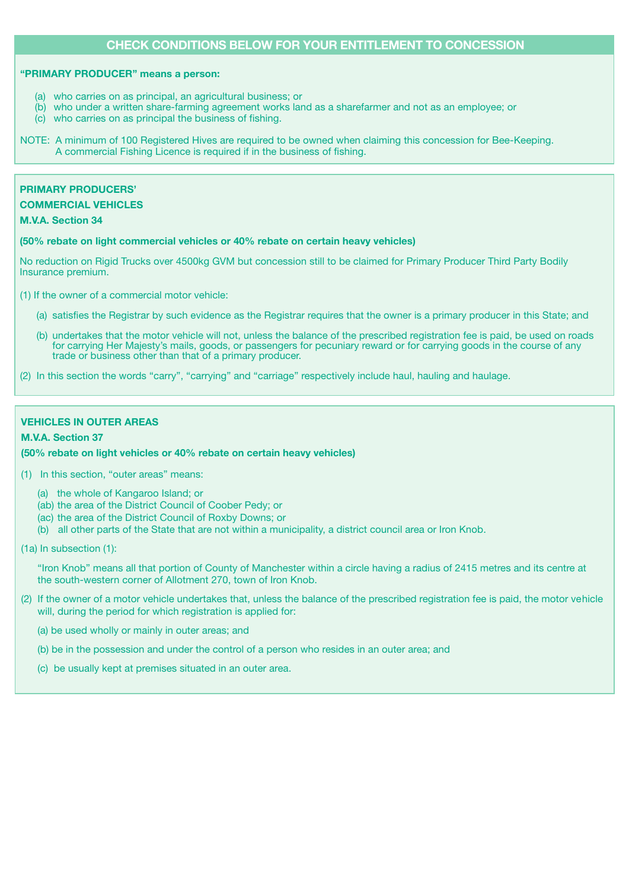## CHECK CONDITIONS BELOW FOR YOUR ENTITLEMENT TO CONCESSION

**"PRIMARY PRODUCER" means a person:**

(a) who carries on as principal, an agricultural business; or
(b) who under a written share-farming agreement works land as a sharefarmer and not as an employee; or
(c) who carries on as principal the business of fishing.

NOTE: A minimum of 100 Registered Hives are required to be owned when claiming this concession for Bee-Keeping.
A commercial Fishing Licence is required if in the business of fishing.

### PRIMARY PRODUCERS' COMMERCIAL VEHICLES

**M.V.A. Section 34**

**(50% rebate on light commercial vehicles or 40% rebate on certain heavy vehicles)**

No reduction on Rigid Trucks over 4500kg GVM but concession still to be claimed for Primary Producer Third Party Bodily Insurance premium.

(1) If the owner of a commercial motor vehicle:

(a) satisfies the Registrar by such evidence as the Registrar requires that the owner is a primary producer in this State; and

(b) undertakes that the motor vehicle will not, unless the balance of the prescribed registration fee is paid, be used on roads for carrying Her Majesty's mails, goods, or passengers for pecuniary reward or for carrying goods in the course of any trade or business other than that of a primary producer.

(2) In this section the words "carry", "carrying" and "carriage" respectively include haul, hauling and haulage.

### VEHICLES IN OUTER AREAS

**M.V.A. Section 37**

**(50% rebate on light vehicles or 40% rebate on certain heavy vehicles)**

(1) In this section, "outer areas" means:

(a) the whole of Kangaroo Island; or
(ab) the area of the District Council of Coober Pedy; or
(ac) the area of the District Council of Roxby Downs; or
(b) all other parts of the State that are not within a municipality, a district council area or Iron Knob.

(1a) In subsection (1):

"Iron Knob" means all that portion of County of Manchester within a circle having a radius of 2415 metres and its centre at the south-western corner of Allotment 270, town of Iron Knob.

(2) If the owner of a motor vehicle undertakes that, unless the balance of the prescribed registration fee is paid, the motor vehicle will, during the period for which registration is applied for:

(a) be used wholly or mainly in outer areas; and

(b) be in the possession and under the control of a person who resides in an outer area; and

(c) be usually kept at premises situated in an outer area.